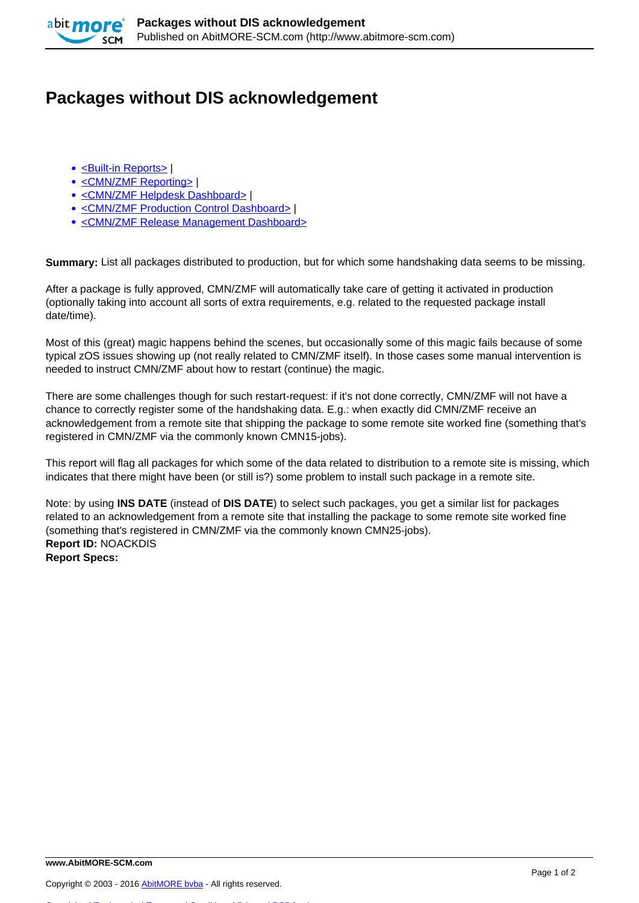# Packages without DIS acknowledgement

- <Built-in Reports> |
- <CMN/ZMF Reporting> |
- <CMN/ZMF Helpdesk Dashboard> |
- <CMN/ZMF Production Control Dashboard> |
- <CMN/ZMF Release Management Dashboard>

**Summary:** List all packages distributed to production, but for which some handshaking data seems to be missing.

After a package is fully approved, CMN/ZMF will automatically take care of getting it activated in production (optionally taking into account all sorts of extra requirements, e.g. related to the requested package install date/time).

Most of this (great) magic happens behind the scenes, but occasionally some of this magic fails because of some typical zOS issues showing up (not really related to CMN/ZMF itself). In those cases some manual intervention is needed to instruct CMN/ZMF about how to restart (continue) the magic.

There are some challenges though for such restart-request: if it's not done correctly, CMN/ZMF will not have a chance to correctly register some of the handshaking data. E.g.: when exactly did CMN/ZMF receive an acknowledgement from a remote site that shipping the package to some remote site worked fine (something that's registered in CMN/ZMF via the commonly known CMN15-jobs).

This report will flag all packages for which some of the data related to distribution to a remote site is missing, which indicates that there might have been (or still is?) some problem to install such package in a remote site.

Note: by using **INS DATE** (instead of **DIS DATE**) to select such packages, you get a similar list for packages related to an acknowledgement from a remote site that installing the package to some remote site worked fine (something that's registered in CMN/ZMF via the commonly known CMN25-jobs).
**Report ID:** NOACKDIS
**Report Specs:**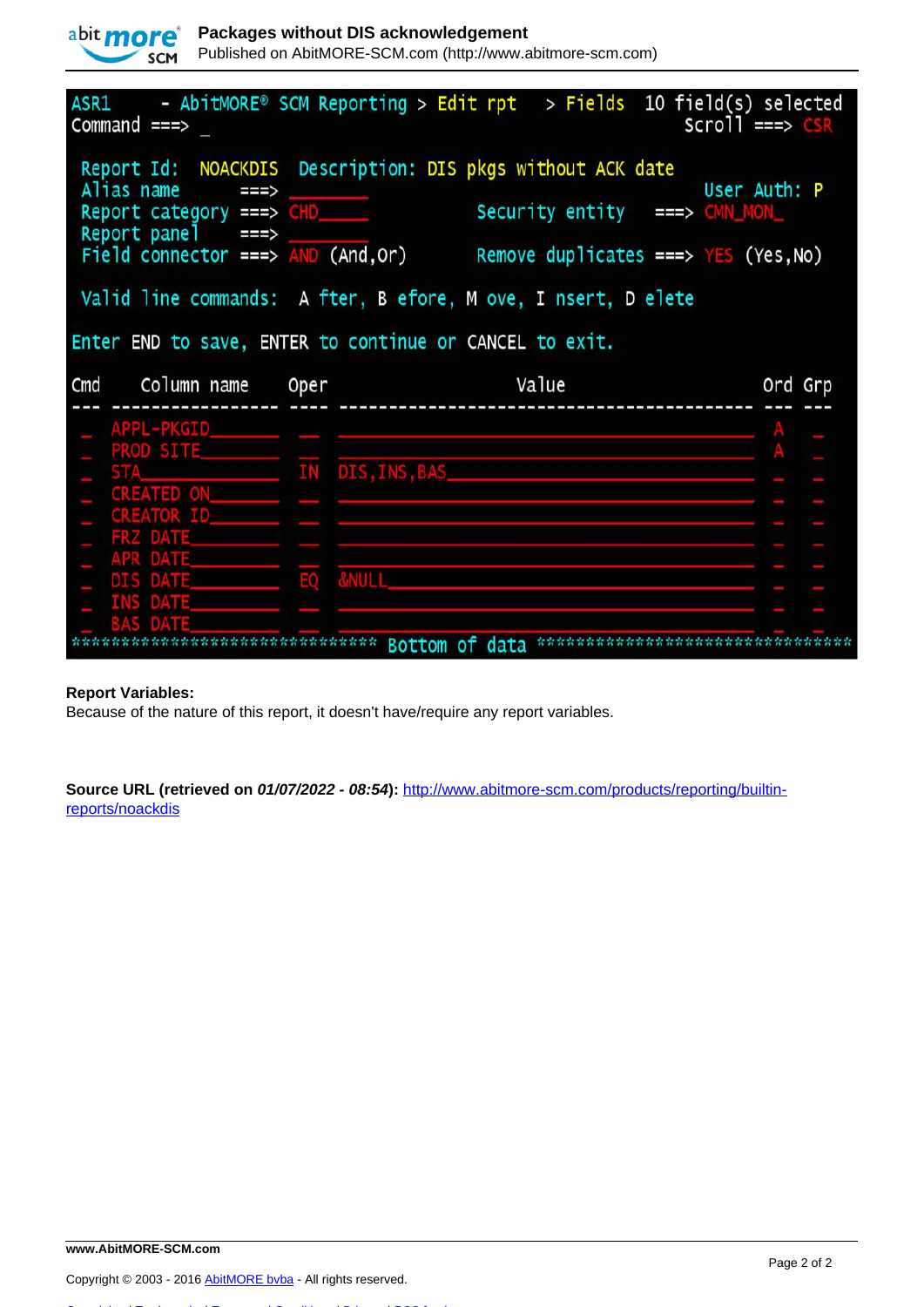```
ASR1      - AbitMORE® SCM Reporting > Edit rpt   > Fields  10 field(s) selected
Command ===> _                                              Scroll ===> CSR

 Report Id:  NOACKDIS  Description: DIS pkgs without ACK date
 Alias name       ===> ________                              User Auth: P
 Report category ===> CHD_____              Security entity   ===> CMN_MON_
 Report panel     ===> ________
 Field connector ===> AND (And,Or)          Remove duplicates ===> YES (Yes,No)

 Valid line commands:  A fter, B efore, M ove, I nsert, D elete

Enter END to save, ENTER to continue or CANCEL to exit.

Cmd    Column name     Oper                    Value                    Ord Grp
--- ---------------- ---- ---------------------------------------- --- ---
 _   APPL-PKGID______ __   ________________________________________  A   _
 _   PROD SITE_______ __   ________________________________________  A   _
 _   STA_____________ IN   DIS,INS,BAS_____________________________  _   _
 _   CREATED ON______ __   ________________________________________  _   _
 _   CREATOR ID______ __   ________________________________________  _   _
 _   FRZ DATE________ __   ________________________________________  _   _
 _   APR DATE________ __   ________________________________________  _   _
 _   DIS DATE________ EQ   &NULL___________________________________  _   _
 _   INS DATE________ __   ________________________________________  _   _
 _   BAS DATE________ __   ________________________________________  _   _
******************************** Bottom of data ********************************
```

**Report Variables:**
Because of the nature of this report, it doesn't have/require any report variables.

**Source URL (retrieved on *01/07/2022 - 08:54*):** http://www.abitmore-scm.com/products/reporting/builtin-reports/noackdis